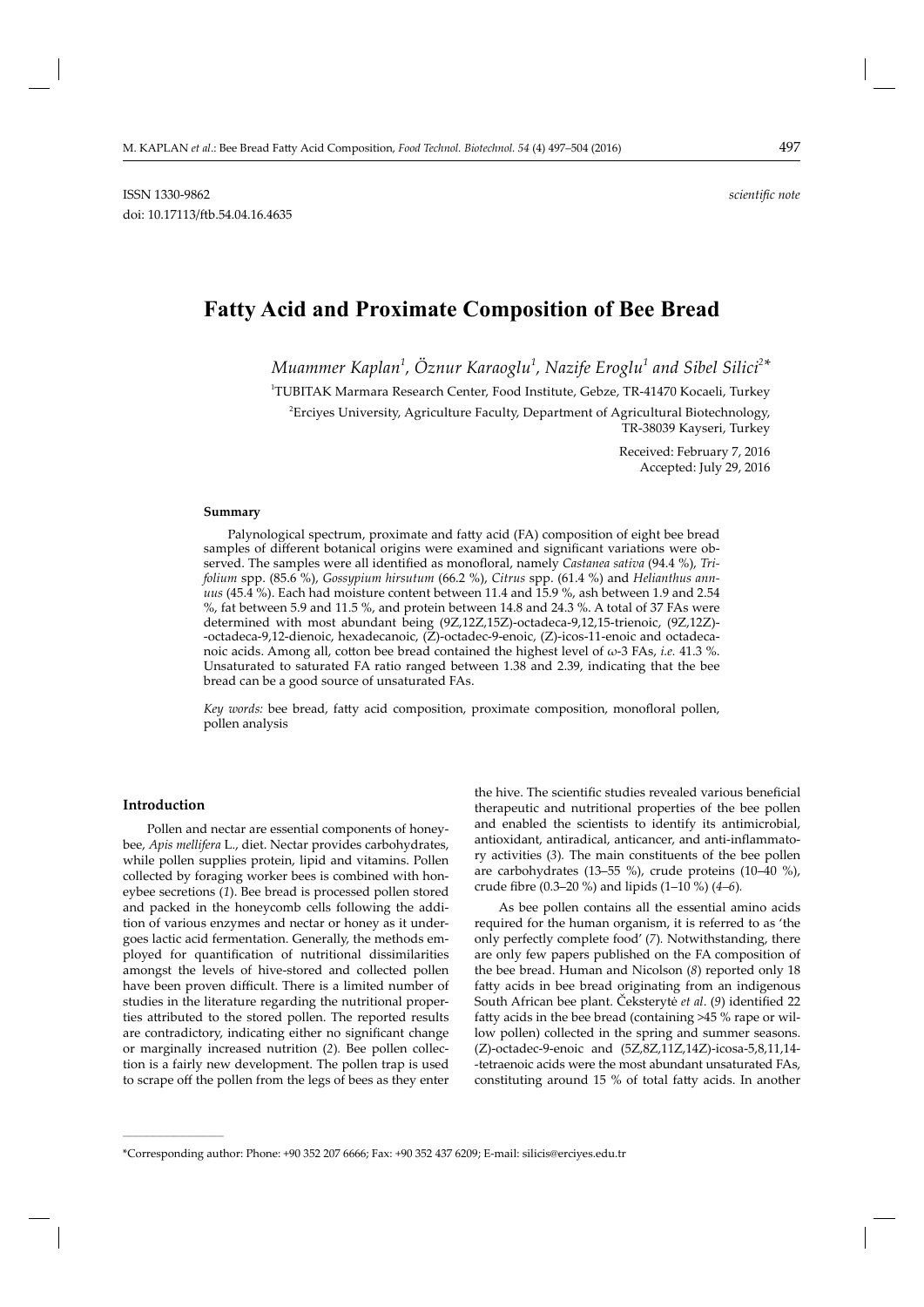ISSN 1330-9862 *scientific note*
doi: 10.17113/ftb.54.04.16.4635

# Fatty Acid and Proximate Composition of Bee Bread

*Muammer Kaplan[1], Öznur Karaoglu[1], Nazife Eroglu[1] and Sibel Silici[2]**

[1]TUBITAK Marmara Research Center, Food Institute, Gebze, TR-41470 Kocaeli, Turkey

[2]Erciyes University, Agriculture Faculty, Department of Agricultural Biotechnology, TR-38039 Kayseri, Turkey

Received: February 7, 2016
Accepted: July 29, 2016

### Summary

Palynological spectrum, proximate and fatty acid (FA) composition of eight bee bread samples of different botanical origins were examined and significant variations were observed. The samples were all identified as monofloral, namely *Castanea sativa* (94.4 %), *Trifolium* spp. (85.6 %), *Gossypium hirsutum* (66.2 %), *Citrus* spp. (61.4 %) and *Helianthus annuus* (45.4 %). Each had moisture content between 11.4 and 15.9 %, ash between 1.9 and 2.54 %, fat between 5.9 and 11.5 %, and protein between 14.8 and 24.3 %. A total of 37 FAs were determined with most abundant being (9Z,12Z,15Z)-octadeca-9,12,15-trienoic, (9Z,12Z)-octadeca-9,12-dienoic, hexadecanoic, (Z)-octadec-9-enoic, (Z)-icos-11-enoic and octadecanoic acids. Among all, cotton bee bread contained the highest level of ω-3 FAs, *i.e.* 41.3 %. Unsaturated to saturated FA ratio ranged between 1.38 and 2.39, indicating that the bee bread can be a good source of unsaturated FAs.

*Key words:* bee bread, fatty acid composition, proximate composition, monofloral pollen, pollen analysis

### Introduction

Pollen and nectar are essential components of honeybee, *Apis mellifera* L., diet. Nectar provides carbohydrates, while pollen supplies protein, lipid and vitamins. Pollen collected by foraging worker bees is combined with honeybee secretions (*1*). Bee bread is processed pollen stored and packed in the honeycomb cells following the addition of various enzymes and nectar or honey as it undergoes lactic acid fermentation. Generally, the methods employed for quantification of nutritional dissimilarities amongst the levels of hive-stored and collected pollen have been proven difficult. There is a limited number of studies in the literature regarding the nutritional properties attributed to the stored pollen. The reported results are contradictory, indicating either no significant change or marginally increased nutrition (*2*). Bee pollen collection is a fairly new development. The pollen trap is used to scrape off the pollen from the legs of bees as they enter the hive. The scientific studies revealed various beneficial therapeutic and nutritional properties of the bee pollen and enabled the scientists to identify its antimicrobial, antioxidant, antiradical, anticancer, and anti-inflammatory activities (*3*). The main constituents of the bee pollen are carbohydrates (13–55 %), crude proteins (10–40 %), crude fibre (0.3–20 %) and lipids (1–10 %) (*4–6*).

As bee pollen contains all the essential amino acids required for the human organism, it is referred to as 'the only perfectly complete food' (*7*). Notwithstanding, there are only few papers published on the FA composition of the bee bread. Human and Nicolson (*8*) reported only 18 fatty acids in bee bread originating from an indigenous South African bee plant. Čeksterytė *et al*. (*9*) identified 22 fatty acids in the bee bread (containing >45 % rape or willow pollen) collected in the spring and summer seasons. (Z)-octadec-9-enoic and (5Z,8Z,11Z,14Z)-icosa-5,8,11,14-tetraenoic acids were the most abundant unsaturated FAs, constituting around 15 % of total fatty acids. In another

\*Corresponding author: Phone: +90 352 207 6666; Fax: +90 352 437 6209; E-mail: silicis@erciyes.edu.tr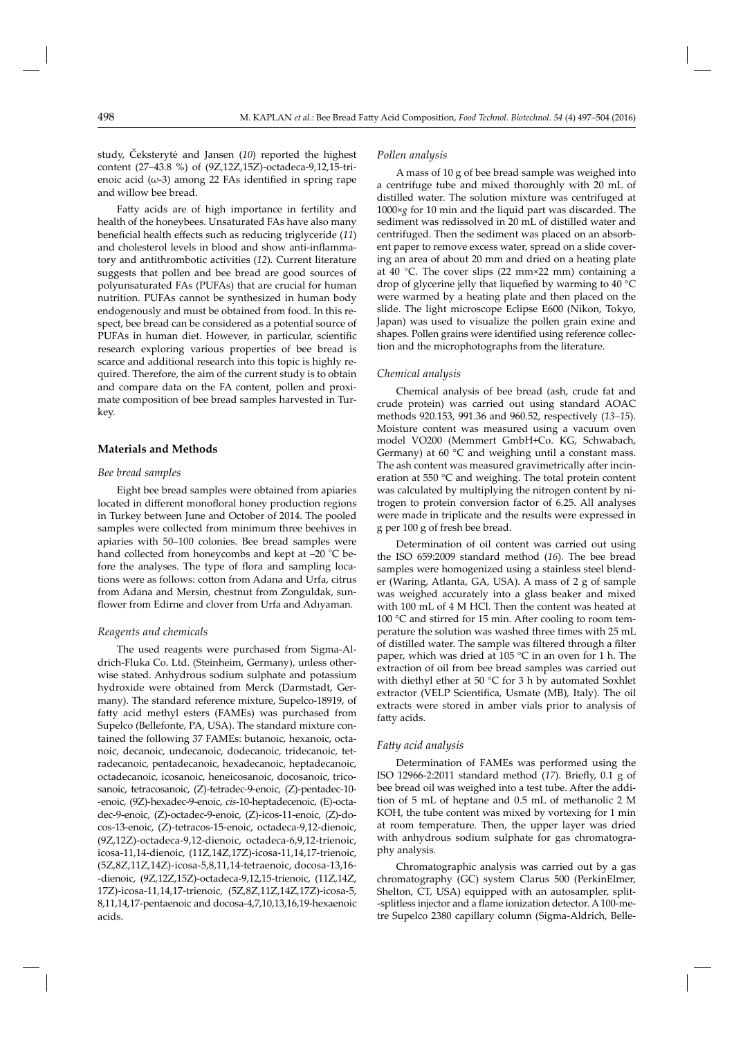study, Čeksterytė and Jansen (*10*) reported the highest content (27–43.8 %) of (9Z,12Z,15Z)-octadeca-9,12,15-trienoic acid (ω-3) among 22 FAs identified in spring rape and willow bee bread.

Fatty acids are of high importance in fertility and health of the honeybees. Unsaturated FAs have also many beneficial health effects such as reducing triglyceride (*11*) and cholesterol levels in blood and show anti-inflammatory and antithrombotic activities (*12*). Current literature suggests that pollen and bee bread are good sources of polyunsaturated FAs (PUFAs) that are crucial for human nutrition. PUFAs cannot be synthesized in human body endogenously and must be obtained from food. In this respect, bee bread can be considered as a potential source of PUFAs in human diet. However, in particular, scientific research exploring various properties of bee bread is scarce and additional research into this topic is highly required. Therefore, the aim of the current study is to obtain and compare data on the FA content, pollen and proximate composition of bee bread samples harvested in Turkey.

## Materials and Methods

### *Bee bread samples*

Eight bee bread samples were obtained from apiaries located in different monofloral honey production regions in Turkey between June and October of 2014. The pooled samples were collected from minimum three beehives in apiaries with 50–100 colonies. Bee bread samples were hand collected from honeycombs and kept at –20 °C before the analyses. The type of flora and sampling locations were as follows: cotton from Adana and Urfa, citrus from Adana and Mersin, chestnut from Zonguldak, sunflower from Edirne and clover from Urfa and Adıyaman.

### *Reagents and chemicals*

The used reagents were purchased from Sigma-Aldrich-Fluka Co. Ltd. (Steinheim, Germany), unless otherwise stated. Anhydrous sodium sulphate and potassium hydroxide were obtained from Merck (Darmstadt, Germany). The standard reference mixture, Supelco-18919, of fatty acid methyl esters (FAMEs) was purchased from Supelco (Bellefonte, PA, USA). The standard mixture contained the following 37 FAMEs: butanoic, hexanoic, octanoic, decanoic, undecanoic, dodecanoic, tridecanoic, tetradecanoic, pentadecanoic, hexadecanoic, heptadecanoic, octadecanoic, icosanoic, heneicosanoic, docosanoic, tricosanoic, tetracosanoic, (Z)-tetradec-9-enoic, (Z)-pentadec-10-enoic, (9Z)-hexadec-9-enoic, *cis*-10-heptadecenoic, (E)-octadec-9-enoic, (Z)-octadec-9-enoic, (Z)-icos-11-enoic, (Z)-docos-13-enoic, (Z)-tetracos-15-enoic, octadeca-9,12-dienoic, (9Z,12Z)-octadeca-9,12-dienoic, octadeca-6,9,12-trienoic, icosa-11,14-dienoic, (11Z,14Z,17Z)-icosa-11,14,17-trienoic, (5Z,8Z,11Z,14Z)-icosa-5,8,11,14-tetraenoic, docosa-13,16-dienoic, (9Z,12Z,15Z)-octadeca-9,12,15-trienoic, (11Z,14Z,17Z)-icosa-11,14,17-trienoic, (5Z,8Z,11Z,14Z,17Z)-icosa-5,8,11,14,17-pentaenoic and docosa-4,7,10,13,16,19-hexaenoic acids.

### *Pollen analysis*

A mass of 10 g of bee bread sample was weighed into a centrifuge tube and mixed thoroughly with 20 mL of distilled water. The solution mixture was centrifuged at 1000×*g* for 10 min and the liquid part was discarded. The sediment was redissolved in 20 mL of distilled water and centrifuged. Then the sediment was placed on an absorbent paper to remove excess water, spread on a slide covering an area of about 20 mm and dried on a heating plate at 40 °C. The cover slips (22 mm×22 mm) containing a drop of glycerine jelly that liquefied by warming to 40 °C were warmed by a heating plate and then placed on the slide. The light microscope Eclipse E600 (Nikon, Tokyo, Japan) was used to visualize the pollen grain exine and shapes. Pollen grains were identified using reference collection and the microphotographs from the literature.

### *Chemical analysis*

Chemical analysis of bee bread (ash, crude fat and crude protein) was carried out using standard AOAC methods 920.153, 991.36 and 960.52, respectively (*13–15*). Moisture content was measured using a vacuum oven model VO200 (Memmert GmbH+Co. KG, Schwabach, Germany) at 60 °C and weighing until a constant mass. The ash content was measured gravimetrically after incineration at 550 °C and weighing. The total protein content was calculated by multiplying the nitrogen content by nitrogen to protein conversion factor of 6.25. All analyses were made in triplicate and the results were expressed in g per 100 g of fresh bee bread.

Determination of oil content was carried out using the ISO 659:2009 standard method (*16*). The bee bread samples were homogenized using a stainless steel blender (Waring, Atlanta, GA, USA). A mass of 2 g of sample was weighed accurately into a glass beaker and mixed with 100 mL of 4 M HCl. Then the content was heated at 100 °C and stirred for 15 min. After cooling to room temperature the solution was washed three times with 25 mL of distilled water. The sample was filtered through a filter paper, which was dried at 105 °C in an oven for 1 h. The extraction of oil from bee bread samples was carried out with diethyl ether at 50 °C for 3 h by automated Soxhlet extractor (VELP Scientifica, Usmate (MB), Italy). The oil extracts were stored in amber vials prior to analysis of fatty acids.

### *Fatty acid analysis*

Determination of FAMEs was performed using the ISO 12966-2:2011 standard method (*17*). Briefly, 0.1 g of bee bread oil was weighed into a test tube. After the addition of 5 mL of heptane and 0.5 mL of methanolic 2 M KOH, the tube content was mixed by vortexing for 1 min at room temperature. Then, the upper layer was dried with anhydrous sodium sulphate for gas chromatography analysis.

Chromatographic analysis was carried out by a gas chromatography (GC) system Clarus 500 (PerkinElmer, Shelton, CT, USA) equipped with an autosampler, split-splitless injector and a flame ionization detector. A 100-metre Supelco 2380 capillary column (Sigma-Aldrich, Belle-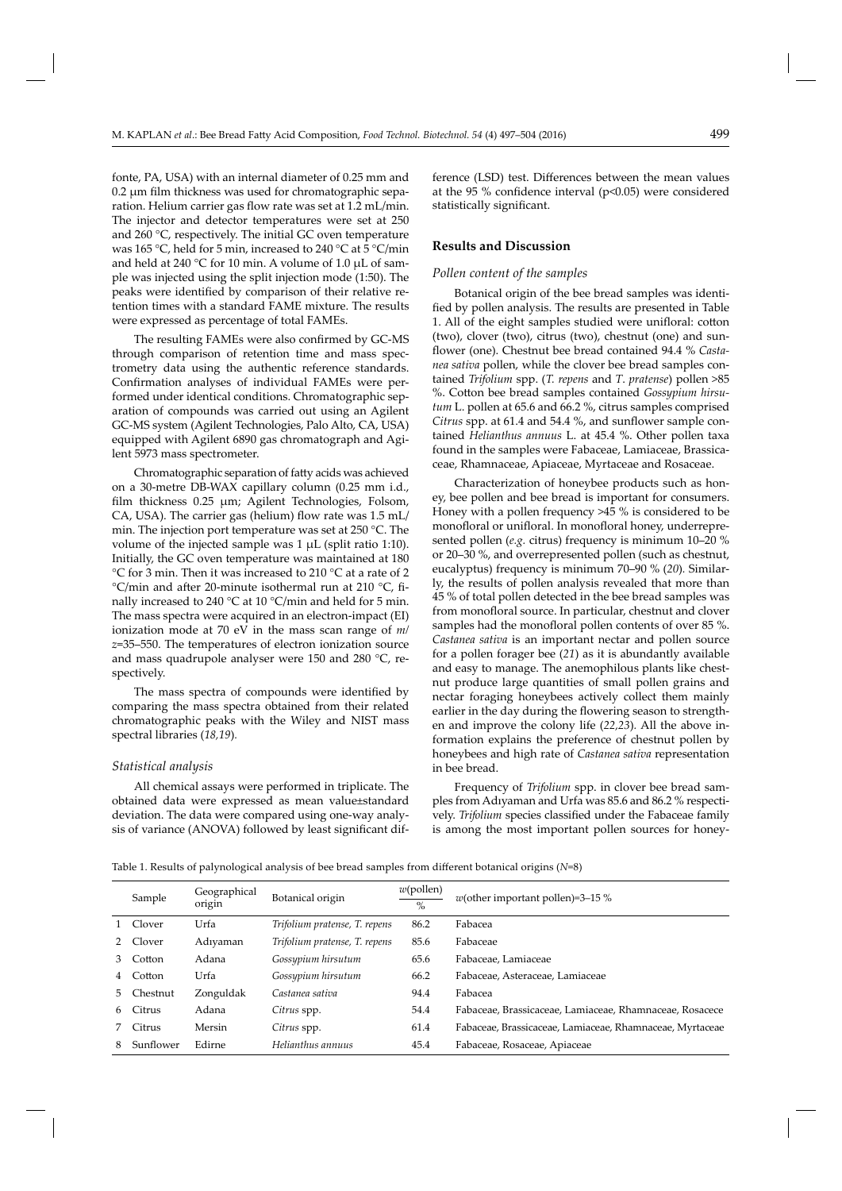fonte, PA, USA) with an internal diameter of 0.25 mm and 0.2 μm film thickness was used for chromatographic separation. Helium carrier gas flow rate was set at 1.2 mL/min. The injector and detector temperatures were set at 250 and 260 °C, respectively. The initial GC oven temperature was 165 °C, held for 5 min, increased to 240 °C at 5 °C/min and held at 240 °C for 10 min. A volume of 1.0 μL of sample was injected using the split injection mode (1:50). The peaks were identified by comparison of their relative retention times with a standard FAME mixture. The results were expressed as percentage of total FAMEs.

The resulting FAMEs were also confirmed by GC-MS through comparison of retention time and mass spectrometry data using the authentic reference standards. Confirmation analyses of individual FAMEs were performed under identical conditions. Chromatographic separation of compounds was carried out using an Agilent GC-MS system (Agilent Technologies, Palo Alto, CA, USA) equipped with Agilent 6890 gas chromatograph and Agilent 5973 mass spectrometer.

Chromatographic separation of fatty acids was achieved on a 30-metre DB-WAX capillary column (0.25 mm i.d., film thickness 0.25 μm; Agilent Technologies, Folsom, CA, USA). The carrier gas (helium) flow rate was 1.5 mL/min. The injection port temperature was set at 250 °C. The volume of the injected sample was 1 μL (split ratio 1:10). Initially, the GC oven temperature was maintained at 180 °C for 3 min. Then it was increased to 210 °C at a rate of 2 °C/min and after 20-minute isothermal run at 210 °C, finally increased to 240 °C at 10 °C/min and held for 5 min. The mass spectra were acquired in an electron-impact (EI) ionization mode at 70 eV in the mass scan range of $m/z$=35–550. The temperatures of electron ionization source and mass quadrupole analyser were 150 and 280 °C, respectively.

The mass spectra of compounds were identified by comparing the mass spectra obtained from their related chromatographic peaks with the Wiley and NIST mass spectral libraries (*18,19*).

### *Statistical analysis*

All chemical assays were performed in triplicate. The obtained data were expressed as mean value±standard deviation. The data were compared using one-way analysis of variance (ANOVA) followed by least significant difference (LSD) test. Differences between the mean values at the 95 % confidence interval ($p<0.05$) were considered statistically significant.

## Results and Discussion

### *Pollen content of the samples*

Botanical origin of the bee bread samples was identified by pollen analysis. The results are presented in Table 1. All of the eight samples studied were unifloral: cotton (two), clover (two), citrus (two), chestnut (one) and sunflower (one). Chestnut bee bread contained 94.4 % *Castanea sativa* pollen, while the clover bee bread samples contained *Trifolium* spp. (*T. repens* and *T. pratense*) pollen >85 %. Cotton bee bread samples contained *Gossypium hirsutum* L. pollen at 65.6 and 66.2 %, citrus samples comprised *Citrus* spp. at 61.4 and 54.4 %, and sunflower sample contained *Helianthus annuus* L. at 45.4 %. Other pollen taxa found in the samples were Fabaceae, Lamiaceae, Brassicaceae, Rhamnaceae, Apiaceae, Myrtaceae and Rosaceae.

Characterization of honeybee products such as honey, bee pollen and bee bread is important for consumers. Honey with a pollen frequency >45 % is considered to be monofloral or unifloral. In monofloral honey, underrepresented pollen (*e.g.* citrus) frequency is minimum 10–20 % or 20–30 %, and overrepresented pollen (such as chestnut, eucalyptus) frequency is minimum 70–90 % (*20*). Similarly, the results of pollen analysis revealed that more than 45 % of total pollen detected in the bee bread samples was from monofloral source. In particular, chestnut and clover samples had the monofloral pollen contents of over 85 %. *Castanea sativa* is an important nectar and pollen source for a pollen forager bee (*21*) as it is abundantly available and easy to manage. The anemophilous plants like chestnut produce large quantities of small pollen grains and nectar foraging honeybees actively collect them mainly earlier in the day during the flowering season to strengthen and improve the colony life (*22,23*). All the above information explains the preference of chestnut pollen by honeybees and high rate of *Castanea sativa* representation in bee bread.

Frequency of *Trifolium* spp. in clover bee bread samples from Adıyaman and Urfa was 85.6 and 86.2 % respectively. *Trifolium* species classified under the Fabaceae family is among the most important pollen sources for honey-

Table 1. Results of palynological analysis of bee bread samples from different botanical origins ($N$=8)

| | Sample | Geographical origin | Botanical origin | $w$(pollen) / % | $w$(other important pollen)=3–15 % |
|---|---|---|---|---|---|
| 1 | Clover | Urfa | *Trifolium pratense, T. repens* | 86.2 | Fabacea |
| 2 | Clover | Adıyaman | *Trifolium pratense, T. repens* | 85.6 | Fabaceae |
| 3 | Cotton | Adana | *Gossypium hirsutum* | 65.6 | Fabaceae, Lamiaceae |
| 4 | Cotton | Urfa | *Gossypium hirsutum* | 66.2 | Fabaceae, Asteraceae, Lamiaceae |
| 5 | Chestnut | Zonguldak | *Castanea sativa* | 94.4 | Fabacea |
| 6 | Citrus | Adana | *Citrus* spp. | 54.4 | Fabaceae, Brassicaceae, Lamiaceae, Rhamnaceae, Rosacece |
| 7 | Citrus | Mersin | *Citrus* spp. | 61.4 | Fabaceae, Brassicaceae, Lamiaceae, Rhamnaceae, Myrtaceae |
| 8 | Sunflower | Edirne | *Helianthus annuus* | 45.4 | Fabaceae, Rosaceae, Apiaceae |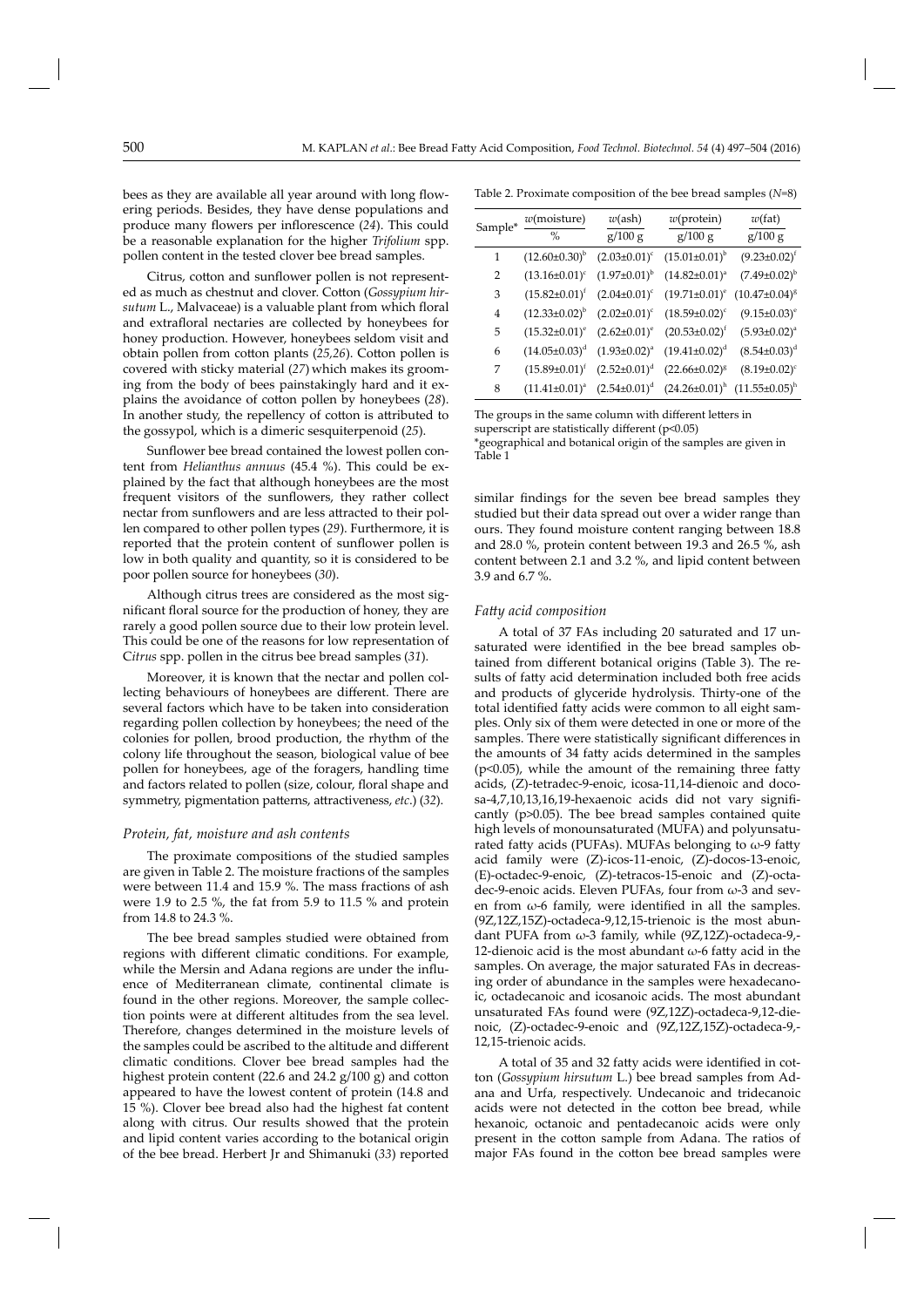bees as they are available all year around with long flowering periods. Besides, they have dense populations and produce many flowers per inflorescence (*24*). This could be a reasonable explanation for the higher *Trifolium* spp. pollen content in the tested clover bee bread samples.

Citrus, cotton and sunflower pollen is not represented as much as chestnut and clover. Cotton (*Gossypium hirsutum* L., Malvaceae) is a valuable plant from which floral and extrafloral nectaries are collected by honeybees for honey production. However, honeybees seldom visit and obtain pollen from cotton plants (*25,26*). Cotton pollen is covered with sticky material (*27*) which makes its grooming from the body of bees painstakingly hard and it explains the avoidance of cotton pollen by honeybees (*28*). In another study, the repellency of cotton is attributed to the gossypol, which is a dimeric sesquiterpenoid (*25*).

Sunflower bee bread contained the lowest pollen content from *Helianthus annuus* (45.4 %). This could be explained by the fact that although honeybees are the most frequent visitors of the sunflowers, they rather collect nectar from sunflowers and are less attracted to their pollen compared to other pollen types (*29*). Furthermore, it is reported that the protein content of sunflower pollen is low in both quality and quantity, so it is considered to be poor pollen source for honeybees (*30*).

Although citrus trees are considered as the most significant floral source for the production of honey, they are rarely a good pollen source due to their low protein level. This could be one of the reasons for low representation of C*itrus* spp. pollen in the citrus bee bread samples (*31*).

Moreover, it is known that the nectar and pollen collecting behaviours of honeybees are different. There are several factors which have to be taken into consideration regarding pollen collection by honeybees; the need of the colonies for pollen, brood production, the rhythm of the colony life throughout the season, biological value of bee pollen for honeybees, age of the foragers, handling time and factors related to pollen (size, colour, floral shape and symmetry, pigmentation patterns, attractiveness, *etc*.) (*32*).

### *Protein, fat, moisture and ash contents*

The proximate compositions of the studied samples are given in Table 2. The moisture fractions of the samples were between 11.4 and 15.9 %. The mass fractions of ash were 1.9 to 2.5 %, the fat from 5.9 to 11.5 % and protein from 14.8 to 24.3 %.

The bee bread samples studied were obtained from regions with different climatic conditions. For example, while the Mersin and Adana regions are under the influence of Mediterranean climate, continental climate is found in the other regions. Moreover, the sample collection points were at different altitudes from the sea level. Therefore, changes determined in the moisture levels of the samples could be ascribed to the altitude and different climatic conditions. Clover bee bread samples had the highest protein content (22.6 and 24.2 g/100 g) and cotton appeared to have the lowest content of protein (14.8 and 15 %). Clover bee bread also had the highest fat content along with citrus. Our results showed that the protein and lipid content varies according to the botanical origin of the bee bread. Herbert Jr and Shimanuki (*33*) reported similar findings for the seven bee bread samples they studied but their data spread out over a wider range than ours. They found moisture content ranging between 18.8 and 28.0 %, protein content between 19.3 and 26.5 %, ash content between 2.1 and 3.2 %, and lipid content between 3.9 and 6.7 %.

Table 2. Proximate composition of the bee bread samples (*N*=8)

| Sample* | *w*(moisture)/% | *w*(ash)/(g/100 g) | *w*(protein)/(g/100 g) | *w*(fat)/(g/100 g) |
|---|---|---|---|---|
| 1 | $(12.60\pm0.30)^{b}$ | $(2.03\pm0.01)^{c}$ | $(15.01\pm0.01)^{b}$ | $(9.23\pm0.02)^{f}$ |
| 2 | $(13.16\pm0.01)^{c}$ | $(1.97\pm0.01)^{b}$ | $(14.82\pm0.01)^{a}$ | $(7.49\pm0.02)^{b}$ |
| 3 | $(15.82\pm0.01)^{f}$ | $(2.04\pm0.01)^{c}$ | $(19.71\pm0.01)^{e}$ | $(10.47\pm0.04)^{g}$ |
| 4 | $(12.33\pm0.02)^{b}$ | $(2.02\pm0.01)^{c}$ | $(18.59\pm0.02)^{c}$ | $(9.15\pm0.03)^{e}$ |
| 5 | $(15.32\pm0.01)^{e}$ | $(2.62\pm0.01)^{e}$ | $(20.53\pm0.02)^{f}$ | $(5.93\pm0.02)^{a}$ |
| 6 | $(14.05\pm0.03)^{d}$ | $(1.93\pm0.02)^{a}$ | $(19.41\pm0.02)^{d}$ | $(8.54\pm0.03)^{d}$ |
| 7 | $(15.89\pm0.01)^{f}$ | $(2.52\pm0.01)^{d}$ | $(22.66\pm0.02)^{g}$ | $(8.19\pm0.02)^{c}$ |
| 8 | $(11.41\pm0.01)^{a}$ | $(2.54\pm0.01)^{d}$ | $(24.26\pm0.01)^{h}$ | $(11.55\pm0.05)^{h}$ |

The groups in the same column with different letters in superscript are statistically different ($p<0.05$)
*geographical and botanical origin of the samples are given in Table 1

### *Fatty acid composition*

A total of 37 FAs including 20 saturated and 17 unsaturated were identified in the bee bread samples obtained from different botanical origins (Table 3). The results of fatty acid determination included both free acids and products of glyceride hydrolysis. Thirty-one of the total identified fatty acids were common to all eight samples. Only six of them were detected in one or more of the samples. There were statistically significant differences in the amounts of 34 fatty acids determined in the samples ($p<0.05$), while the amount of the remaining three fatty acids, (Z)-tetradec-9-enoic, icosa-11,14-dienoic and docosa-4,7,10,13,16,19-hexaenoic acids did not vary significantly ($p>0.05$). The bee bread samples contained quite high levels of monounsaturated (MUFA) and polyunsaturated fatty acids (PUFAs). MUFAs belonging to ω-9 fatty acid family were (Z)-icos-11-enoic, (Z)-docos-13-enoic, (E)-octadec-9-enoic, (Z)-tetracos-15-enoic and (Z)-octadec-9-enoic acids. Eleven PUFAs, four from ω-3 and seven from ω-6 family, were identified in all the samples. (9Z,12Z,15Z)-octadeca-9,12,15-trienoic is the most abundant PUFA from ω-3 family, while (9Z,12Z)-octadeca-9,-12-dienoic acid is the most abundant ω-6 fatty acid in the samples. On average, the major saturated FAs in decreasing order of abundance in the samples were hexadecanoic, octadecanoic and icosanoic acids. The most abundant unsaturated FAs found were (9Z,12Z)-octadeca-9,12-dienoic, (Z)-octadec-9-enoic and (9Z,12Z,15Z)-octadeca-9,-12,15-trienoic acids.

A total of 35 and 32 fatty acids were identified in cotton (*Gossypium hirsutum* L.) bee bread samples from Adana and Urfa, respectively. Undecanoic and tridecanoic acids were not detected in the cotton bee bread, while hexanoic, octanoic and pentadecanoic acids were only present in the cotton sample from Adana. The ratios of major FAs found in the cotton bee bread samples were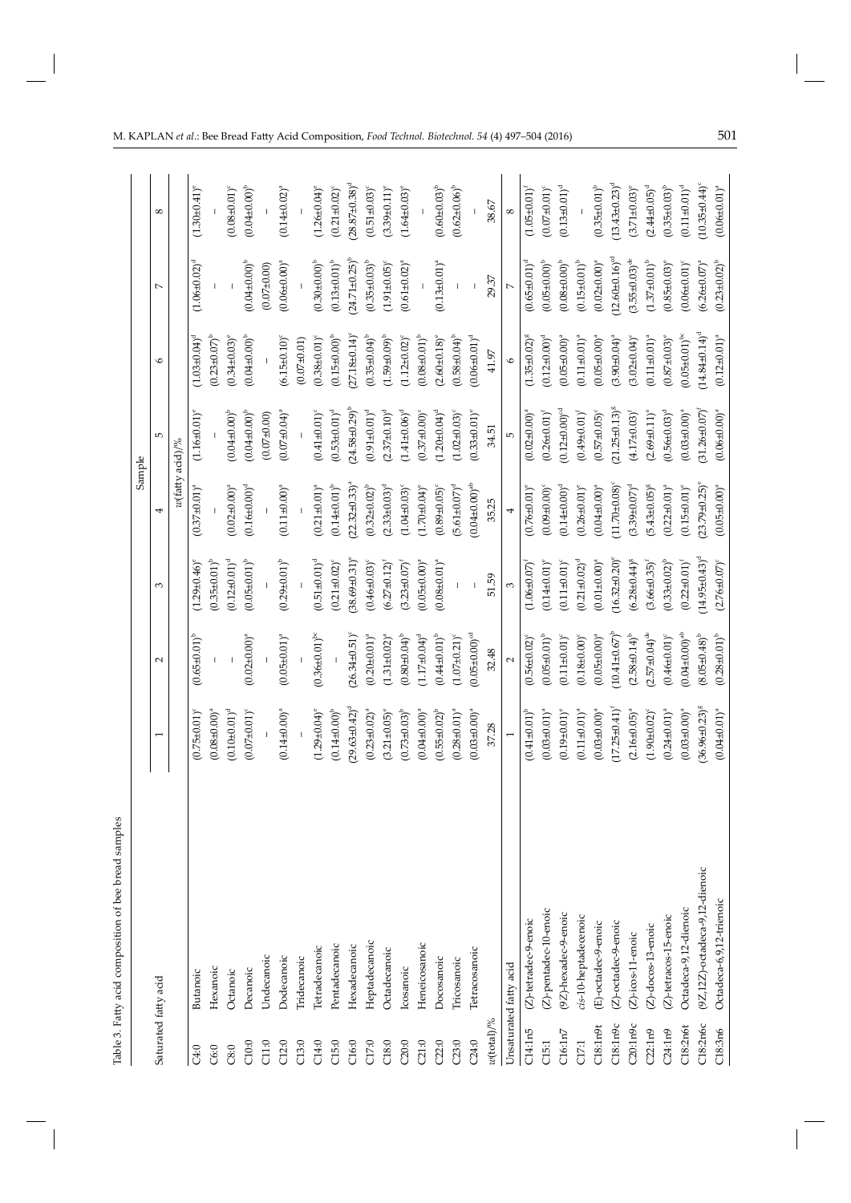Table 3. Fatty acid composition of bee bread samples

| | | Sample | | | | | | | |
|---|---|---|---|---|---|---|---|---|---|
| Saturated fatty acid | | 1 | 2 | 3 | 4 | 5 | 6 | 7 | 8 |
| | | *w*(fatty acid)/% | | | | | | | |
| C4:0 | Butanoic | (0.75±0.01)$^{c}$ | (0.65±0.01)$^{b}$ | (1.29±0.46)$^{c}$ | (0.37±0.01)$^{a}$ | (1.16±0.01)$^{c}$ | (1.03±0.04)$^{d}$ | (1.06±0.02)$^{d}$ | (1.30±0.41)$^{c}$ |
| C6:0 | Hexanoic | (0.08±0.00)$^{a}$ | – | (0.35±0.01)$^{b}$ | – | – | (0.23±0.07)$^{b}$ | – | – |
| C8:0 | Octanoic | (0.10±0.01)$^{d}$ | – | (0.12±0.01)$^{d}$ | (0.02±0.00)$^{a}$ | (0.04±0.00)$^{b}$ | (0.34±0.03)$^{e}$ | – | (0.08±0.01)$^{c}$ |
| C10:0 | Decanoic | (0.07±0.01)$^{c}$ | (0.02±0.00)$^{a}$ | (0.05±0.01)$^{b}$ | (0.16±0.00)$^{d}$ | (0.04±0.00)$^{b}$ | (0.04±0.00)$^{b}$ | (0.04±0.00)$^{b}$ | (0.04±0.00)$^{b}$ |
| C11:0 | Undecanoic | – | – | – | – | (0.07±0.00) | – | (0.07±0.00) | – |
| C12:0 | Dodecanoic | (0.14±0.00)$^{a}$ | (0.05±0.01)$^{a}$ | (0.29±0.01)$^{b}$ | (0.11±0.00)$^{a}$ | (0.07±0.04)$^{a}$ | (6.15±0.10)$^{c}$ | (0.06±0.00)$^{a}$ | (0.14±0.02)$^{a}$ |
| C13:0 | Tridecanoic | – | – | – | – | – | (0.07±0.01) | – | – |
| C14:0 | Tetradecanoic | (1.29±0.04)$^{e}$ | (0.36±0.01)$^{bc}$ | (0.51±0.01)$^{d}$ | (0.21±0.01)$^{a}$ | (0.41±0.01)$^{c}$ | (0.38±0.01)$^{c}$ | (0.30±0.00)$^{b}$ | (1.26±0.04)$^{e}$ |
| C15:0 | Pentadecanoic | (0.14±0.00)$^{b}$ | – | (0.21±0.02)$^{c}$ | (0.14±0.01)$^{b}$ | (0.53±0.01)$^{d}$ | (0.15±0.00)$^{b}$ | (0.13±0.01)$^{b}$ | (0.21±0.02)$^{c}$ |
| C16:0 | Hexadecanoic | (29.63±0.42)$^{d}$ | (26.34±0.51)$^{c}$ | (38.69±0.31)$^{e}$ | (22.32±0.33)$^{a}$ | (24.58±0.29)$^{b}$ | (27.18±0.14)$^{c}$ | (24.71±0.25)$^{b}$ | (28.87±0.38)$^{d}$ |
| C17:0 | Heptadecanoic | (0.23±0.02)$^{a}$ | (0.20±0.01)$^{a}$ | (0.46±0.03)$^{c}$ | (0.32±0.02)$^{b}$ | (0.91±0.01)$^{d}$ | (0.35±0.04)$^{b}$ | (0.35±0.03)$^{b}$ | (0.51±0.03)$^{c}$ |
| C18:0 | Octadecanoic | (3.21±0.05)$^{e}$ | (1.31±0.02)$^{a}$ | (6.27±0.12)$^{f}$ | (2.33±0.03)$^{d}$ | (2.37±0.10)$^{d}$ | (1.59±0.09)$^{b}$ | (1.91±0.05)$^{c}$ | (3.39±0.11)$^{e}$ |
| C20:0 | Icosanoic | (0.73±0.03)$^{b}$ | (0.80±0.04)$^{b}$ | (3.23±0.07)$^{f}$ | (1.04±0.03)$^{c}$ | (1.41±0.06)$^{d}$ | (1.12±0.02)$^{c}$ | (0.61±0.02)$^{a}$ | (1.64±0.03)$^{e}$ |
| C21:0 | Heneicosanoic | (0.04±0.00)$^{a}$ | (1.17±0.04)$^{d}$ | (0.05±0.00)$^{a}$ | (1.70±0.04)$^{e}$ | (0.37±0.00)$^{c}$ | (0.08±0.01)$^{b}$ | – | – |
| C22:0 | Docosanoic | (0.55±0.02)$^{b}$ | (0.44±0.01)$^{b}$ | (0.08±0.01)$^{a}$ | (0.89±0.05)$^{c}$ | (1.20±0.04)$^{d}$ | (2.60±0.18)$^{e}$ | (0.13±0.01)$^{a}$ | (0.60±0.03)$^{b}$ |
| C23:0 | Tricosanoic | (0.28±0.01)$^{a}$ | (1.07±0.21)$^{c}$ | – | (5.61±0.07)$^{d}$ | (1.02±0.03)$^{c}$ | (0.58±0.04)$^{b}$ | – | (0.62±0.06)$^{b}$ |
| C24:0 | Tetracosanoic | (0.03±0.00)$^{a}$ | (0.05±0.00)$^{cd}$ | – | (0.04±0.00)$^{ab}$ | (0.33±0.01)$^{e}$ | (0.06±0.01)$^{d}$ | – | – |
| *w*(total)/% | | 37.28 | 32.48 | 51.59 | 35.25 | 34.51 | 41.97 | 29.37 | 38.67 |
| Unsaturated fatty acid | | 1 | 2 | 3 | 4 | 5 | 6 | 7 | 8 |
| C14:1n5 | (*Z*)-tetradec-9-enoic | (0.41±0.01)$^{b}$ | (0.56±0.02)$^{c}$ | (1.06±0.07)$^{f}$ | (0.76±0.01)$^{e}$ | (0.02±0.00)$^{a}$ | (1.35±0.02)$^{g}$ | (0.65±0.01)$^{d}$ | (1.05±0.01)$^{f}$ |
| C15:1 | (*Z*)-pentadec-10-enoic | (0.03±0.01)$^{a}$ | (0.05±0.01)$^{b}$ | (0.14±0.01)$^{e}$ | (0.09±0.00)$^{c}$ | (0.26±0.01)$^{f}$ | (0.12±0.00)$^{d}$ | (0.05±0.00)$^{b}$ | (0.07±0.01)$^{c}$ |
| C16:1n7 | (9*Z*)-hexadec-9-enoic | (0.19±0.01)$^{e}$ | (0.11±0.01)$^{c}$ | (0.11±0.01)$^{c}$ | (0.14±0.00)$^{d}$ | (0.12±0.00)$^{cd}$ | (0.05±0.00)$^{a}$ | (0.08±0.00)$^{b}$ | (0.13±0.01)$^{d}$ |
| C17:1 | *cis*-10-heptadecenoic | (0.11±0.01)$^{a}$ | (0.18±0.00)$^{c}$ | (0.21±0.02)$^{d}$ | (0.26±0.01)$^{e}$ | (0.49±0.01)$^{f}$ | (0.11±0.01)$^{a}$ | (0.15±0.01)$^{b}$ | – |
| C18:1n9t | (*E*)-octadec-9-enoic | (0.03±0.00)$^{a}$ | (0.05±0.00)$^{a}$ | (0.01±0.00)$^{a}$ | (0.04±0.00)$^{a}$ | (0.57±0.05)$^{c}$ | (0.05±0.00)$^{a}$ | (0.02±0.00)$^{a}$ | (0.35±0.01)$^{b}$ |
| C18:1n9c | (*Z*)-octadec-9-enoic | (17.25±0.41)$^{f}$ | (10.41±0.67)$^{b}$ | (16.32±0.20)$^{e}$ | (11.70±0.08)$^{c}$ | (21.25±0.13)$^{g}$ | (3.90±0.04)$^{a}$ | (12.60±0.16)$^{cd}$ | (13.43±0.23)$^{d}$ |
| C20:1n9c | (*Z*)-icos-11-enoic | (2.16±0.05)$^{a}$ | (2.58±0.14)$^{b}$ | (6.28±0.44)$^{g}$ | (3.39±0.07)$^{d}$ | (4.17±0.03)$^{f}$ | (3.02±0.04)$^{c}$ | (3.55±0.03)$^{de}$ | (3.71±0.03)$^{e}$ |
| C22:1n9 | (*Z*)-docos-13-enoic | (1.90±0.02)$^{c}$ | (2.57±0.04)$^{de}$ | (3.66±0.35)$^{f}$ | (5.43±0.05)$^{g}$ | (2.69±0.11)$^{e}$ | (0.11±0.01)$^{a}$ | (1.37±0.01)$^{b}$ | (2.44±0.05)$^{d}$ |
| C24:1n9 | (*Z*)-tetracos-15-enoic | (0.24±0.01)$^{a}$ | (0.46±0.01)$^{c}$ | (0.33±0.02)$^{b}$ | (0.22±0.01)$^{a}$ | (0.56±0.03)$^{d}$ | (0.87±0.03)$^{e}$ | (0.85±0.03)$^{e}$ | (0.35±0.03)$^{b}$ |
| C18:2n6t | Octadeca-9,12-dienoic | (0.03±0.00)$^{a}$ | (0.04±0.00)$^{ab}$ | (0.22±0.01)$^{f}$ | (0.15±0.01)$^{e}$ | (0.03±0.00)$^{a}$ | (0.05±0.01)$^{bc}$ | (0.06±0.01)$^{c}$ | (0.11±0.01)$^{d}$ |
| C18:2n6c | (9*Z*,12*Z*)-octadeca-9,12-dienoic | (36.96±0.23)$^{g}$ | (8.05±0.48)$^{b}$ | (14.95±0.43)$^{d}$ | (23.79±0.25)$^{e}$ | (31.26±0.07)$^{f}$ | (14.84±0.14)$^{d}$ | (6.26±0.07)$^{a}$ | (10.35±0.44)$^{c}$ |
| C18:3n6 | Octadeca-6,9,12-trienoic | (0.04±0.01)$^{a}$ | (0.28±0.01)$^{b}$ | (2.76±0.07)$^{c}$ | (0.05±0.00)$^{a}$ | (0.06±0.00)$^{a}$ | (0.12±0.01)$^{a}$ | (0.23±0.02)$^{b}$ | (0.06±0.01)$^{a}$ |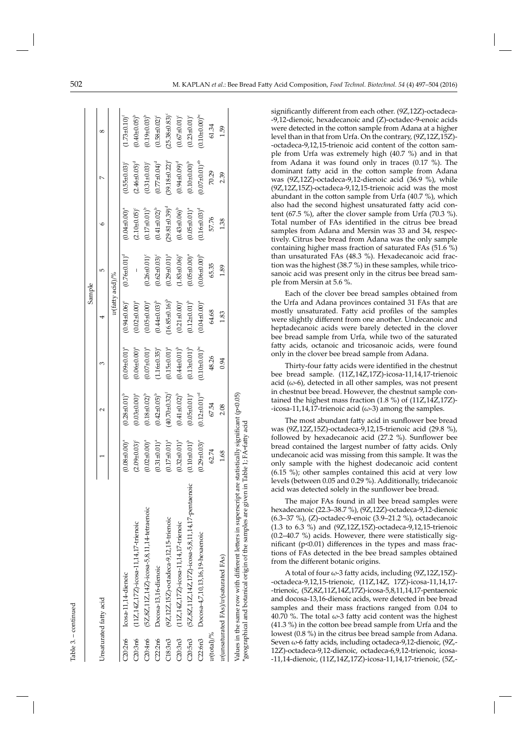Table 3. – continued

| Unsaturated fatty acid | | Sample | | | | | | | |
|---|---|---|---|---|---|---|---|---|---|
| | | 1 | 2 | 3 | 4 | 5 | 6 | 7 | 8 |
| | | *w*(fatty acid)/% | | | | | | | |
| C20:2n6 | Icosa-11,14-dienoic | (0.08±0.00)[a] | (0.28±0.01)[b] | (0.09±0.01)[a] | (0.94±0.06)[e] | (0.76±0.01)[d] | (0.04±0.00)[a] | (0.55±0.03)[c] | (1.73±0.10)[f] |
| C20:3n6 | (11Z,14Z,17Z)-icosa-11,14,17-trienoic | (2.09±0.03)[c] | (0.03±0.00)[a] | (0.06±0.00)[a] | (0.02±0.00)[a] | – | (2.10±0.05)[c] | (2.46±0.05)[d] | (0.40±0.05)[b] |
| C20:4n6 | (5Z,8Z,11Z,14Z)-icosa-5,8,11,14-tetraenoic | (0.02±0.00)[a] | (0.18±0.02)[b] | (0.07±0.01)[a] | (0.05±0.00)[a] | (0.26±0.01)[c] | (0.17±0.01)[b] | (0.31±0.03)[c] | (0.19±0.03)[b] |
| C22:2n6 | Docosa-13,16-dienoic | (0.31±0.01)[a] | (0.42±0.05)[b] | (1.16±0.35)[e] | (0.44±0.03)[b] | (0.62±0.03)[c] | (0.41±0.02)[b] | (0.77±0.04)[d] | (0.58±0.02)[c] |
| C18:3n3 | (9Z,12Z,15Z)-octadeca-9,12,15-trienoic | (0.17±0.01)[a] | (40.70±0.32)[f] | (0.15±0.01)[a] | (16.85±0.16)[b] | (0.29±0.01)[a] | (29.81±0.39)[d] | (39.18±0.22)[e] | (25.38±0.83)[c] |
| C20:3n3 | (11Z,14Z,17Z)-icosa-11,14,17-trienoic | (0.32±0.01)[a] | (0.41±0.02)[b] | (0.44±0.01)[b] | (0.21±0.00)[a] | (1.83±0.06)[e] | (0.43±0.06)[b] | (0.94±0.09)[d] | (0.67±0.01)[c] |
| C20:5n3 | (5Z,8Z,11Z,14Z,17Z)-icosa-5,8,11,14,17-pentaenoic | (0.10±0.01)[b] | (0.05±0.01)[a] | (0.13±0.01)[b] | (0.12±0.01)[b] | (0.05±0.00)[a] | (0.05±0.01)[a] | (0.10±0.00)[b] | (0.23±0.01)[c] |
| C22:6n3 | Docosa-4,7,10,13,16,19-hexaenoic | (0.29±0.03)[e] | (0.12±0.01)[cd] | (0.10±0.01)[bc] | (0.04±0.00)[a] | (0.06±0.00)[b] | (0.16±0.03)[d] | (0.07±0.01)[ab] | (0.10±0.00)[bc] |
| *w*(total)/% | | 62.74 | 67.54 | 48.26 | 64.68 | 65.35 | 57.76 | 70.29 | 61.34 |
| *w*(unsaturated FAs)/*w*(saturated FAs) | | 1.68 | 2.08 | 0.94 | 1.83 | 1.89 | 1.38 | 2.39 | 1.59 |

Values in the same row with different letters in superscript are statistically significant ($p<0.05$)
*geographical and botanical origin of the samples are given in Table 1; FA=fatty acid

significantly different from each other. (9Z,12Z)-octadeca-9,12-dienoic, hexadecanoic and (Z)-octadec-9-enoic acids were detected in the cotton sample from Adana at a higher level than in that from Urfa. On the contrary, (9Z,12Z,15Z)-octadeca-9,12,15-trienoic acid content of the cotton sample from Urfa was extremely high (40.7 %) and in that from Adana it was found only in traces (0.17 %). The dominant fatty acid in the cotton sample from Adana was (9Z,12Z)-octadeca-9,12-dienoic acid (36.9 %), while (9Z,12Z,15Z)-octadeca-9,12,15-trienoic acid was the most abundant in the cotton sample from Urfa (40.7 %), which also had the second highest unsaturated fatty acid content (67.5 %), after the clover sample from Urfa (70.3 %). Total number of FAs identified in the citrus bee bread samples from Adana and Mersin was 33 and 34, respectively. Citrus bee bread from Adana was the only sample containing higher mass fraction of saturated FAs (51.6 %) than unsaturated FAs (48.3 %). Hexadecanoic acid fraction was the highest (38.7 %) in these samples, while tricosanoic acid was present only in the citrus bee bread sample from Mersin at 5.6 %.

Each of the clover bee bread samples obtained from the Urfa and Adana provinces contained 31 FAs that are mostly unsaturated. Fatty acid profiles of the samples were slightly different from one another. Undecanoic and heptadecanoic acids were barely detected in the clover bee bread sample from Urfa, while two of the saturated fatty acids, octanoic and tricosanoic acids, were found only in the clover bee bread sample from Adana.

Thirty-four fatty acids were identified in the chestnut bee bread sample. (11Z,14Z,17Z)-icosa-11,14,17-trienoic acid (ω-6), detected in all other samples, was not present in chestnut bee bread. However, the chestnut sample contained the highest mass fraction (1.8 %) of (11Z,14Z,17Z)-icosa-11,14,17-trienoic acid (ω-3) among the samples.

The most abundant fatty acid in sunflower bee bread was (9Z,12Z,15Z)-octadeca-9,12,15-trienoic acid (29.8 %), followed by hexadecanoic acid (27.2 %). Sunflower bee bread contained the largest number of fatty acids. Only undecanoic acid was missing from this sample. It was the only sample with the highest dodecanoic acid content (6.15 %); other samples contained this acid at very low levels (between 0.05 and 0.29 %). Additionally, tridecanoic acid was detected solely in the sunflower bee bread.

The major FAs found in all bee bread samples were hexadecanoic (22.3–38.7 %), (9Z,12Z)-octadeca-9,12-dienoic (6.3–37 %), (Z)-octadec-9-enoic (3.9–21.2 %), octadecanoic (1.3 to 6.3 %) and (9Z,12Z,15Z)-octadeca-9,12,15-trienoic (0.2–40.7 %) acids. However, there were statistically significant ($p<0.01$) differences in the types and mass fractions of FAs detected in the bee bread samples obtained from the different botanic origins.

A total of four ω-3 fatty acids, including (9Z,12Z,15Z)-octadeca-9,12,15-trienoic, (11Z,14Z, 17Z)-icosa-11,14,17-trienoic, (5Z,8Z,11Z,14Z,17Z)-icosa-5,8,11,14,17-pentaenoic and docosa-13,16-dienoic acids, were detected in bee bread samples and their mass fractions ranged from 0.04 to 40.70 %. The total ω-3 fatty acid content was the highest (41.3 %) in the cotton bee bread sample from Urfa and the lowest (0.8 %) in the citrus bee bread sample from Adana. Seven ω-6 fatty acids, including octadeca-9,12-dienoic, (9Z,12Z)-octadeca-9,12-dienoic, octadeca-6,9,12-trienoic, icosa-11,14-dienoic, (11Z,14Z,17Z)-icosa-11,14,17-trienoic, (5Z,-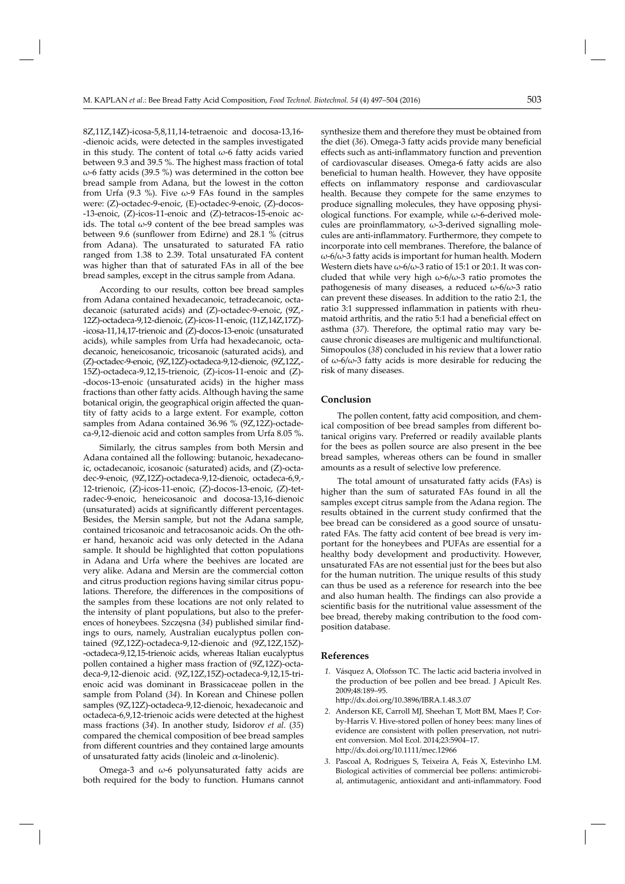8Z,11Z,14Z)-icosa-5,8,11,14-tetraenoic and docosa-13,16-dienoic acids, were detected in the samples investigated in this study. The content of total ω-6 fatty acids varied between 9.3 and 39.5 %. The highest mass fraction of total ω-6 fatty acids (39.5 %) was determined in the cotton bee bread sample from Adana, but the lowest in the cotton from Urfa (9.3 %). Five ω-9 FAs found in the samples were: (Z)-octadec-9-enoic, (E)-octadec-9-enoic, (Z)-docos-13-enoic, (Z)-icos-11-enoic and (Z)-tetracos-15-enoic acids. The total ω-9 content of the bee bread samples was between 9.6 (sunflower from Edirne) and 28.1 % (citrus from Adana). The unsaturated to saturated FA ratio ranged from 1.38 to 2.39. Total unsaturated FA content was higher than that of saturated FAs in all of the bee bread samples, except in the citrus sample from Adana.

According to our results, cotton bee bread samples from Adana contained hexadecanoic, tetradecanoic, octadecanoic (saturated acids) and (Z)-octadec-9-enoic, (9Z,12Z)-octadeca-9,12-dienoic, (Z)-icos-11-enoic, (11Z,14Z,17Z)-icosa-11,14,17-trienoic and (Z)-docos-13-enoic (unsaturated acids), while samples from Urfa had hexadecanoic, octadecanoic, heneicosanoic, tricosanoic (saturated acids), and (Z)-octadec-9-enoic, (9Z,12Z)-octadeca-9,12-dienoic, (9Z,12Z,15Z)-octadeca-9,12,15-trienoic, (Z)-icos-11-enoic and (Z)-docos-13-enoic (unsaturated acids) in the higher mass fractions than other fatty acids. Although having the same botanical origin, the geographical origin affected the quantity of fatty acids to a large extent. For example, cotton samples from Adana contained 36.96 % (9Z,12Z)-octadeca-9,12-dienoic acid and cotton samples from Urfa 8.05 %.

Similarly, the citrus samples from both Mersin and Adana contained all the following: butanoic, hexadecanoic, octadecanoic, icosanoic (saturated) acids, and (Z)-octadec-9-enoic, (9Z,12Z)-octadeca-9,12-dienoic, octadeca-6,9,12-trienoic, (Z)-icos-11-enoic, (Z)-docos-13-enoic, (Z)-tetradec-9-enoic, heneicosanoic and docosa-13,16-dienoic (unsaturated) acids at significantly different percentages. Besides, the Mersin sample, but not the Adana sample, contained tricosanoic and tetracosanoic acids. On the other hand, hexanoic acid was only detected in the Adana sample. It should be highlighted that cotton populations in Adana and Urfa where the beehives are located are very alike. Adana and Mersin are the commercial cotton and citrus production regions having similar citrus populations. Therefore, the differences in the compositions of the samples from these locations are not only related to the intensity of plant populations, but also to the preferences of honeybees. Szczęsna (*34*) published similar findings to ours, namely, Australian eucalyptus pollen contained (9Z,12Z)-octadeca-9,12-dienoic and (9Z,12Z,15Z)-octadeca-9,12,15-trienoic acids, whereas Italian eucalyptus pollen contained a higher mass fraction of (9Z,12Z)-octadeca-9,12-dienoic acid. (9Z,12Z,15Z)-octadeca-9,12,15-trienoic acid was dominant in Brassicaceae pollen in the sample from Poland (*34*). In Korean and Chinese pollen samples (9Z,12Z)-octadeca-9,12-dienoic, hexadecanoic and octadeca-6,9,12-trienoic acids were detected at the highest mass fractions (*34*). In another study, Isidorov *et al.* (*35*) compared the chemical composition of bee bread samples from different countries and they contained large amounts of unsaturated fatty acids (linoleic and α-linolenic).

Omega-3 and ω-6 polyunsaturated fatty acids are both required for the body to function. Humans cannot synthesize them and therefore they must be obtained from the diet (*36*). Omega-3 fatty acids provide many beneficial effects such as anti-inflammatory function and prevention of cardiovascular diseases. Omega-6 fatty acids are also beneficial to human health. However, they have opposite effects on inflammatory response and cardiovascular health. Because they compete for the same enzymes to produce signalling molecules, they have opposing physiological functions. For example, while ω-6-derived molecules are proinflammatory, ω-3-derived signalling molecules are anti-inflammatory. Furthermore, they compete to incorporate into cell membranes. Therefore, the balance of ω-6/ω-3 fatty acids is important for human health. Modern Western diets have ω-6/ω-3 ratio of 15:1 or 20:1. It was concluded that while very high ω-6/ω-3 ratio promotes the pathogenesis of many diseases, a reduced ω-6/ω-3 ratio can prevent these diseases. In addition to the ratio 2:1, the ratio 3:1 suppressed inflammation in patients with rheumatoid arthritis, and the ratio 5:1 had a beneficial effect on asthma (*37*). Therefore, the optimal ratio may vary because chronic diseases are multigenic and multifunctional. Simopoulos (*38*) concluded in his review that a lower ratio of ω-6/ω-3 fatty acids is more desirable for reducing the risk of many diseases.

## Conclusion

The pollen content, fatty acid composition, and chemical composition of bee bread samples from different botanical origins vary. Preferred or readily available plants for the bees as pollen source are also present in the bee bread samples, whereas others can be found in smaller amounts as a result of selective low preference.

The total amount of unsaturated fatty acids (FAs) is higher than the sum of saturated FAs found in all the samples except citrus sample from the Adana region. The results obtained in the current study confirmed that the bee bread can be considered as a good source of unsaturated FAs. The fatty acid content of bee bread is very important for the honeybees and PUFAs are essential for a healthy body development and productivity. However, unsaturated FAs are not essential just for the bees but also for the human nutrition. The unique results of this study can thus be used as a reference for research into the bee and also human health. The findings can also provide a scientific basis for the nutritional value assessment of the bee bread, thereby making contribution to the food composition database.

## References

1. Vásquez A, Olofsson TC. The lactic acid bacteria involved in the production of bee pollen and bee bread. J Apicult Res. 2009;48:189–95. http://dx.doi.org/10.3896/IBRA.1.48.3.07
2. Anderson KE, Carroll MJ, Sheehan T, Mott BM, Maes P, Corby-Harris V. Hive-stored pollen of honey bees: many lines of evidence are consistent with pollen preservation, not nutrient conversion. Mol Ecol. 2014;23:5904–17. http://dx.doi.org/10.1111/mec.12966
3. Pascoal A, Rodrigues S, Teixeira A, Feás X, Estevinho LM. Biological activities of commercial bee pollens: antimicrobial, antimutagenic, antioxidant and anti-inflammatory. Food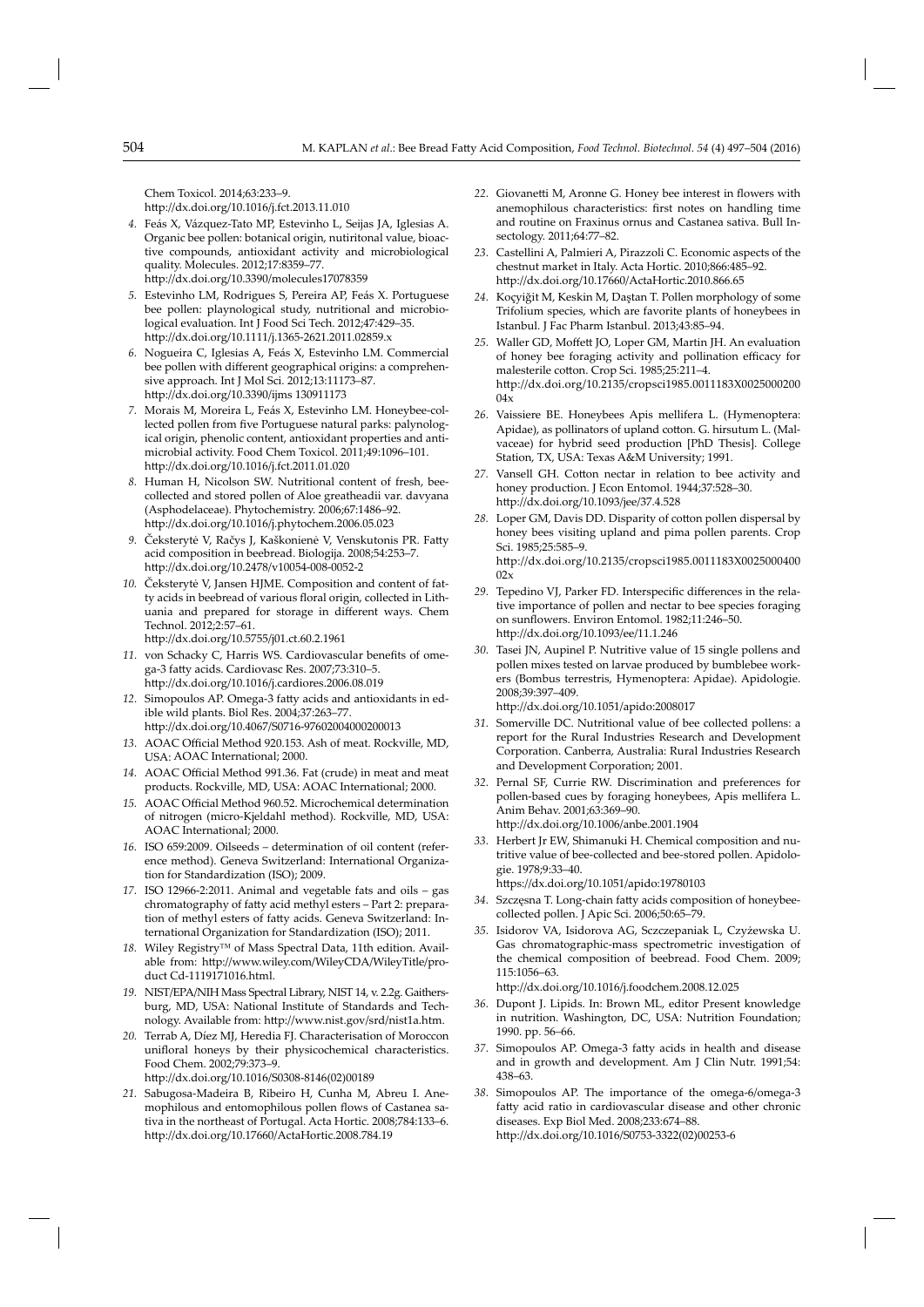Chem Toxicol. 2014;63:233–9.
http://dx.doi.org/10.1016/j.fct.2013.11.010

4. Feás X, Vázquez-Tato MP, Estevinho L, Seijas JA, Iglesias A. Organic bee pollen: botanical origin, nutiritonal value, bioactive compounds, antioxidant activity and microbiological quality. Molecules. 2012;17:8359–77.
http://dx.doi.org/10.3390/molecules17078359

5. Estevinho LM, Rodrigues S, Pereira AP, Feás X. Portuguese bee pollen: playnological study, nutritional and microbiological evaluation. Int J Food Sci Tech. 2012;47:429–35.
http://dx.doi.org/10.1111/j.1365-2621.2011.02859.x

6. Nogueira C, Iglesias A, Feás X, Estevinho LM. Commercial bee pollen with different geographical origins: a comprehensive approach. Int J Mol Sci. 2012;13:11173–87.
http://dx.doi.org/10.3390/ijms 130911173

7. Morais M, Moreira L, Feás X, Estevinho LM. Honeybee-collected pollen from five Portuguese natural parks: palynological origin, phenolic content, antioxidant properties and antimicrobial activity. Food Chem Toxicol. 2011;49:1096–101.
http://dx.doi.org/10.1016/j.fct.2011.01.020

8. Human H, Nicolson SW. Nutritional content of fresh, bee-collected and stored pollen of Aloe greatheadii var. davyana (Asphodelaceae). Phytochemistry. 2006;67:1486–92.
http://dx.doi.org/10.1016/j.phytochem.2006.05.023

9. Čeksterytė V, Račys J, Kaškonienė V, Venskutonis PR. Fatty acid composition in beebread. Biologija. 2008;54:253–7.
http://dx.doi.org/10.2478/v10054-008-0052-2

10. Čeksterytė V, Jansen HJME. Composition and content of fatty acids in beebread of various floral origin, collected in Lithuania and prepared for storage in different ways. Chem Technol. 2012;2:57–61.
http://dx.doi.org/10.5755/j01.ct.60.2.1961

11. von Schacky C, Harris WS. Cardiovascular benefits of omega-3 fatty acids. Cardiovasc Res. 2007;73:310–5.
http://dx.doi.org/10.1016/j.cardiores.2006.08.019

12. Simopoulos AP. Omega-3 fatty acids and antioxidants in edible wild plants. Biol Res. 2004;37:263–77.
http://dx.doi.org/10.4067/S0716-97602004000200013

13. AOAC Official Method 920.153. Ash of meat. Rockville, MD, USA: AOAC International; 2000.

14. AOAC Official Method 991.36. Fat (crude) in meat and meat products. Rockville, MD, USA: AOAC International; 2000.

15. AOAC Official Method 960.52. Microchemical determination of nitrogen (micro-Kjeldahl method). Rockville, MD, USA: AOAC International; 2000.

16. ISO 659:2009. Oilseeds – determination of oil content (reference method). Geneva Switzerland: International Organization for Standardization (ISO); 2009.

17. ISO 12966-2:2011. Animal and vegetable fats and oils – gas chromatography of fatty acid methyl esters – Part 2: preparation of methyl esters of fatty acids. Geneva Switzerland: International Organization for Standardization (ISO); 2011.

18. Wiley Registry™ of Mass Spectral Data, 11th edition. Available from: http://www.wiley.com/WileyCDA/WileyTitle/product Cd-1119171016.html.

19. NIST/EPA/NIH Mass Spectral Library, NIST 14, v. 2.2g. Gaithersburg, MD, USA: National Institute of Standards and Technology. Available from: http://www.nist.gov/srd/nist1a.htm.

20. Terrab A, Díez MJ, Heredia FJ. Characterisation of Moroccon unifloral honeys by their physicochemical characteristics. Food Chem. 2002;79:373–9.
http://dx.doi.org/10.1016/S0308-8146(02)00189

21. Sabugosa-Madeira B, Ribeiro H, Cunha M, Abreu I. Anemophilous and entomophilous pollen flows of Castanea sativa in the northeast of Portugal. Acta Hortic. 2008;784:133–6.
http://dx.doi.org/10.17660/ActaHortic.2008.784.19

22. Giovanetti M, Aronne G. Honey bee interest in flowers with anemophilous characteristics: first notes on handling time and routine on Fraxinus ornus and Castanea sativa. Bull Insectology. 2011;64:77–82.

23. Castellini A, Palmieri A, Pirazzoli C. Economic aspects of the chestnut market in Italy. Acta Hortic. 2010;866:485–92.
http://dx.doi.org/10.17660/ActaHortic.2010.866.65

24. Koçyiğit M, Keskin M, Daştan T. Pollen morphology of some Trifolium species, which are favorite plants of honeybees in Istanbul. J Fac Pharm Istanbul. 2013;43:85–94.

25. Waller GD, Moffett JO, Loper GM, Martin JH. An evaluation of honey bee foraging activity and pollination efficacy for malesterile cotton. Crop Sci. 1985;25:211–4.
http://dx.doi.org/10.2135/cropsci1985.0011183X002500020004x

26. Vaissiere BE. Honeybees Apis mellifera L. (Hymenoptera: Apidae), as pollinators of upland cotton. G. hirsutum L. (Malvaceae) for hybrid seed production [PhD Thesis]. College Station, TX, USA: Texas A&M University; 1991.

27. Vansell GH. Cotton nectar in relation to bee activity and honey production. J Econ Entomol. 1944;37:528–30.
http://dx.doi.org/10.1093/jee/37.4.528

28. Loper GM, Davis DD. Disparity of cotton pollen dispersal by honey bees visiting upland and pima pollen parents. Crop Sci. 1985;25:585–9.
http://dx.doi.org/10.2135/cropsci1985.0011183X002500040002x

29. Tepedino VJ, Parker FD. Interspecific differences in the relative importance of pollen and nectar to bee species foraging on sunflowers. Environ Entomol. 1982;11:246–50.
http://dx.doi.org/10.1093/ee/11.1.246

30. Tasei JN, Aupinel P. Nutritive value of 15 single pollens and pollen mixes tested on larvae produced by bumblebee workers (Bombus terrestris, Hymenoptera: Apidae). Apidologie. 2008;39:397–409.
http://dx.doi.org/10.1051/apido:2008017

31. Somerville DC. Nutritional value of bee collected pollens: a report for the Rural Industries Research and Development Corporation. Canberra, Australia: Rural Industries Research and Development Corporation; 2001.

32. Pernal SF, Currie RW. Discrimination and preferences for pollen-based cues by foraging honeybees, Apis mellifera L. Anim Behav. 2001;63:369–90.
http://dx.doi.org/10.1006/anbe.2001.1904

33. Herbert Jr EW, Shimanuki H. Chemical composition and nutritive value of bee-collected and bee-stored pollen. Apidologie. 1978;9:33–40.
https://dx.doi.org/10.1051/apido:19780103

34. Szczęsna T. Long-chain fatty acids composition of honeybee-collected pollen. J Apic Sci. 2006;50:65–79.

35. Isidorov VA, Isidorova AG, Sczczepaniak L, Czyżewska U. Gas chromatographic-mass spectrometric investigation of the chemical composition of beebread. Food Chem. 2009; 115:1056–63.
http://dx.doi.org/10.1016/j.foodchem.2008.12.025

36. Dupont J. Lipids. In: Brown ML, editor Present knowledge in nutrition. Washington, DC, USA: Nutrition Foundation; 1990. pp. 56–66.

37. Simopoulos AP. Omega-3 fatty acids in health and disease and in growth and development. Am J Clin Nutr. 1991;54: 438–63.

38. Simopoulos AP. The importance of the omega-6/omega-3 fatty acid ratio in cardiovascular disease and other chronic diseases. Exp Biol Med. 2008;233:674–88.
http://dx.doi.org/10.1016/S0753-3322(02)00253-6